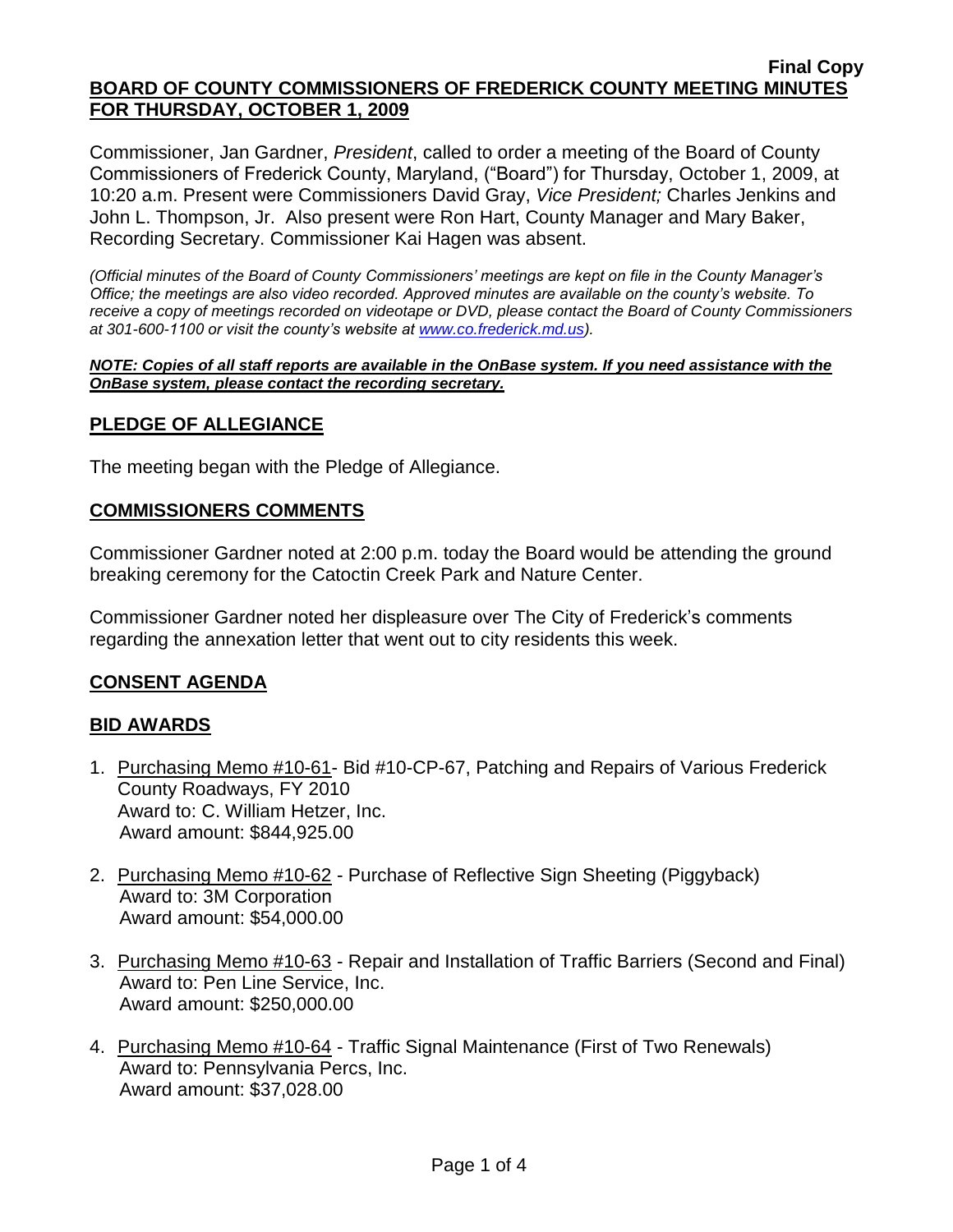**Final Copy**

# BOARD OF COUNTY COMMISSIONERS OF FREDERICK COUNTY MEETING MINUTES FOR THURSDAY, OCTOBER 1, 2009

Commissioner, Jan Gardner, *President*, called to order a meeting of the Board of County Commissioners of Frederick County, Maryland, ("Board") for Thursday, October 1, 2009, at 10:20 a.m. Present were Commissioners David Gray, *Vice President;* Charles Jenkins and John L. Thompson, Jr. Also present were Ron Hart, County Manager and Mary Baker, Recording Secretary. Commissioner Kai Hagen was absent.

*(Official minutes of the Board of County Commissioners' meetings are kept on file in the County Manager's Office; the meetings are also video recorded. Approved minutes are available on the county's website. To receive a copy of meetings recorded on videotape or DVD, please contact the Board of County Commissioners at 301-600-1100 or visit the county's website at www.co.frederick.md.us).*

***NOTE: Copies of all staff reports are available in the OnBase system. If you need assistance with the OnBase system, please contact the recording secretary.***

## PLEDGE OF ALLEGIANCE

The meeting began with the Pledge of Allegiance.

## COMMISSIONERS COMMENTS

Commissioner Gardner noted at 2:00 p.m. today the Board would be attending the ground breaking ceremony for the Catoctin Creek Park and Nature Center.

Commissioner Gardner noted her displeasure over The City of Frederick's comments regarding the annexation letter that went out to city residents this week.

## CONSENT AGENDA

## BID AWARDS

1. Purchasing Memo #10-61- Bid #10-CP-67, Patching and Repairs of Various Frederick County Roadways, FY 2010
   Award to: C. William Hetzer, Inc.
   Award amount: $844,925.00

2. Purchasing Memo #10-62 - Purchase of Reflective Sign Sheeting (Piggyback)
   Award to: 3M Corporation
   Award amount: $54,000.00

3. Purchasing Memo #10-63 - Repair and Installation of Traffic Barriers (Second and Final)
   Award to: Pen Line Service, Inc.
   Award amount: $250,000.00

4. Purchasing Memo #10-64 - Traffic Signal Maintenance (First of Two Renewals)
   Award to: Pennsylvania Percs, Inc.
   Award amount: $37,028.00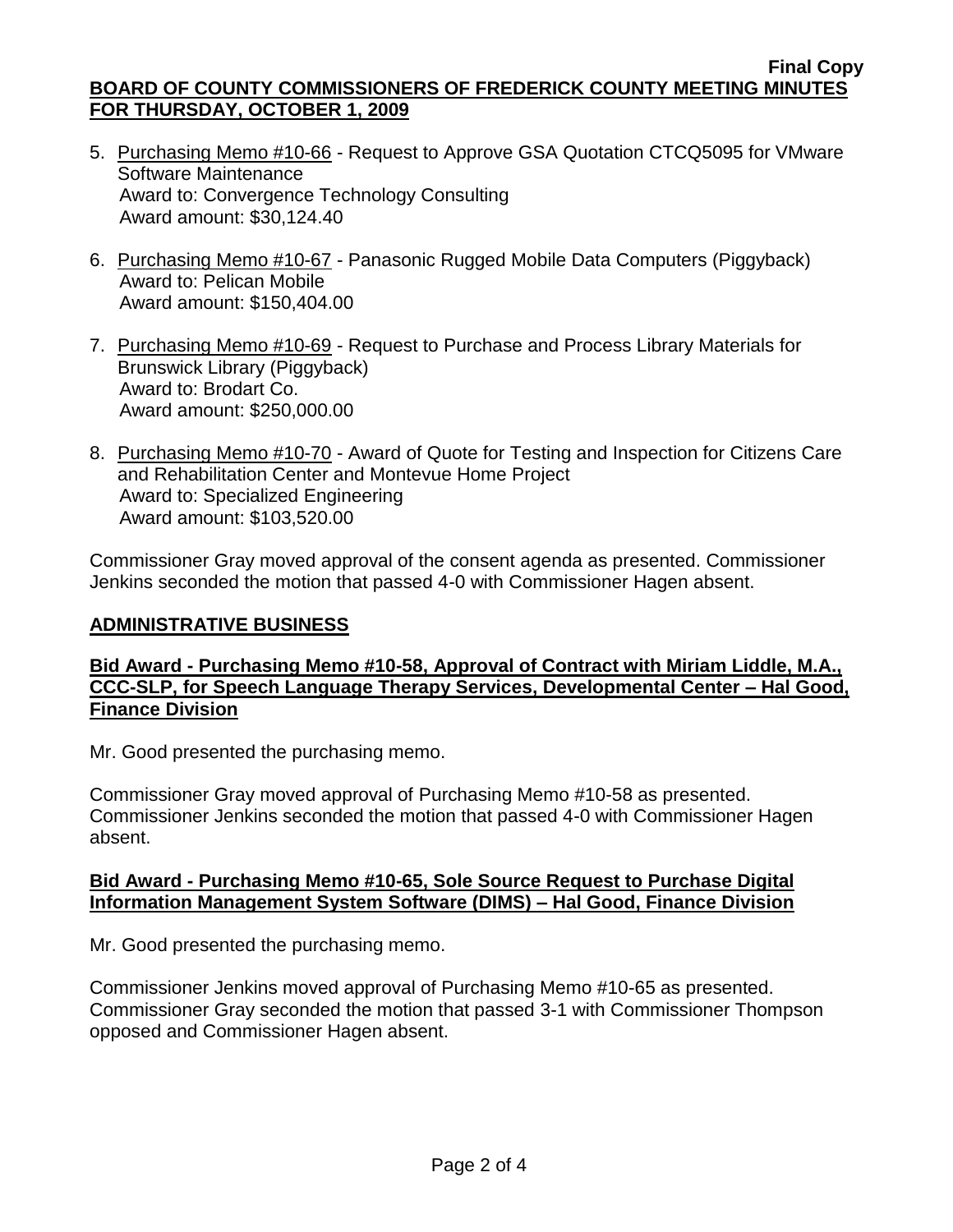5. Purchasing Memo #10-66 - Request to Approve GSA Quotation CTCQ5095 for VMware Software Maintenance
   Award to: Convergence Technology Consulting
   Award amount: $30,124.40

6. Purchasing Memo #10-67 - Panasonic Rugged Mobile Data Computers (Piggyback)
   Award to: Pelican Mobile
   Award amount: $150,404.00

7. Purchasing Memo #10-69 - Request to Purchase and Process Library Materials for Brunswick Library (Piggyback)
   Award to: Brodart Co.
   Award amount: $250,000.00

8. Purchasing Memo #10-70 - Award of Quote for Testing and Inspection for Citizens Care and Rehabilitation Center and Montevue Home Project
   Award to: Specialized Engineering
   Award amount: $103,520.00

Commissioner Gray moved approval of the consent agenda as presented. Commissioner Jenkins seconded the motion that passed 4-0 with Commissioner Hagen absent.

## ADMINISTRATIVE BUSINESS

### Bid Award - Purchasing Memo #10-58, Approval of Contract with Miriam Liddle, M.A., CCC-SLP, for Speech Language Therapy Services, Developmental Center – Hal Good, Finance Division

Mr. Good presented the purchasing memo.

Commissioner Gray moved approval of Purchasing Memo #10-58 as presented. Commissioner Jenkins seconded the motion that passed 4-0 with Commissioner Hagen absent.

### Bid Award - Purchasing Memo #10-65, Sole Source Request to Purchase Digital Information Management System Software (DIMS) – Hal Good, Finance Division

Mr. Good presented the purchasing memo.

Commissioner Jenkins moved approval of Purchasing Memo #10-65 as presented. Commissioner Gray seconded the motion that passed 3-1 with Commissioner Thompson opposed and Commissioner Hagen absent.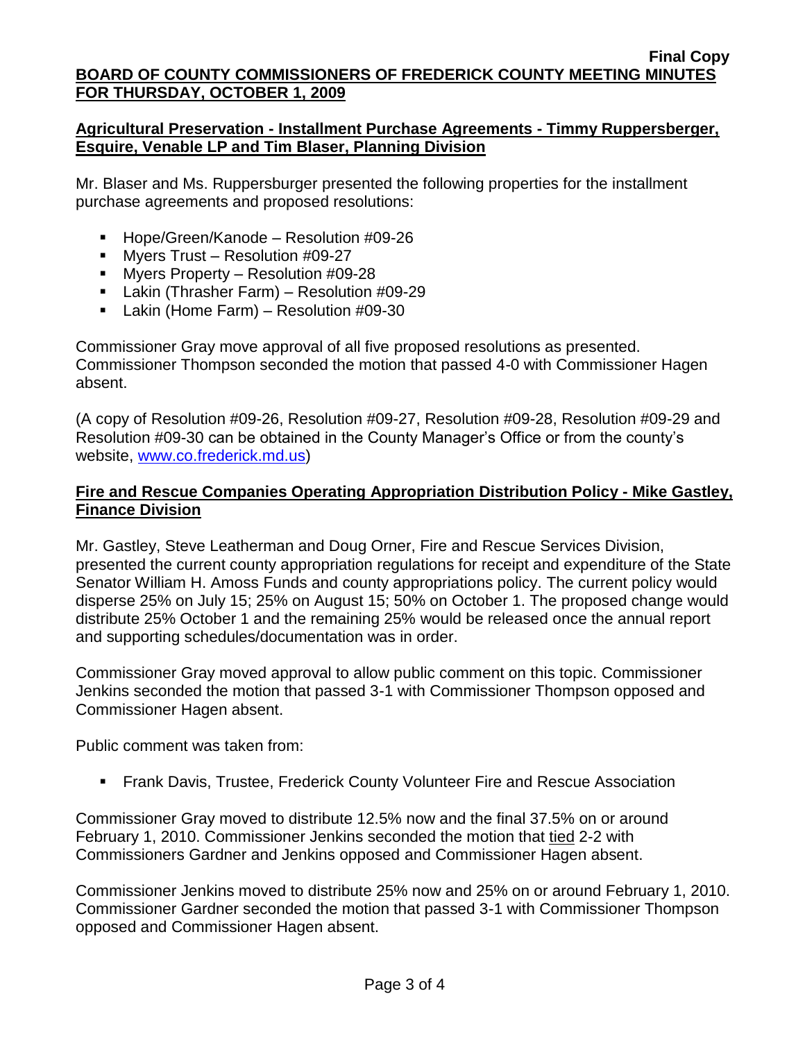**Final Copy**

**BOARD OF COUNTY COMMISSIONERS OF FREDERICK COUNTY MEETING MINUTES FOR THURSDAY, OCTOBER 1, 2009**

**Agricultural Preservation - Installment Purchase Agreements - Timmy Ruppersberger, Esquire, Venable LP and Tim Blaser, Planning Division**

Mr. Blaser and Ms. Ruppersburger presented the following properties for the installment purchase agreements and proposed resolutions:

- Hope/Green/Kanode – Resolution #09-26
- Myers Trust – Resolution #09-27
- Myers Property – Resolution #09-28
- Lakin (Thrasher Farm) – Resolution #09-29
- Lakin (Home Farm) – Resolution #09-30

Commissioner Gray move approval of all five proposed resolutions as presented. Commissioner Thompson seconded the motion that passed 4-0 with Commissioner Hagen absent.

(A copy of Resolution #09-26, Resolution #09-27, Resolution #09-28, Resolution #09-29 and Resolution #09-30 can be obtained in the County Manager's Office or from the county's website, www.co.frederick.md.us)

**Fire and Rescue Companies Operating Appropriation Distribution Policy - Mike Gastley, Finance Division**

Mr. Gastley, Steve Leatherman and Doug Orner, Fire and Rescue Services Division, presented the current county appropriation regulations for receipt and expenditure of the State Senator William H. Amoss Funds and county appropriations policy. The current policy would disperse 25% on July 15; 25% on August 15; 50% on October 1. The proposed change would distribute 25% October 1 and the remaining 25% would be released once the annual report and supporting schedules/documentation was in order.

Commissioner Gray moved approval to allow public comment on this topic. Commissioner Jenkins seconded the motion that passed 3-1 with Commissioner Thompson opposed and Commissioner Hagen absent.

Public comment was taken from:

- Frank Davis, Trustee, Frederick County Volunteer Fire and Rescue Association

Commissioner Gray moved to distribute 12.5% now and the final 37.5% on or around February 1, 2010. Commissioner Jenkins seconded the motion that tied 2-2 with Commissioners Gardner and Jenkins opposed and Commissioner Hagen absent.

Commissioner Jenkins moved to distribute 25% now and 25% on or around February 1, 2010. Commissioner Gardner seconded the motion that passed 3-1 with Commissioner Thompson opposed and Commissioner Hagen absent.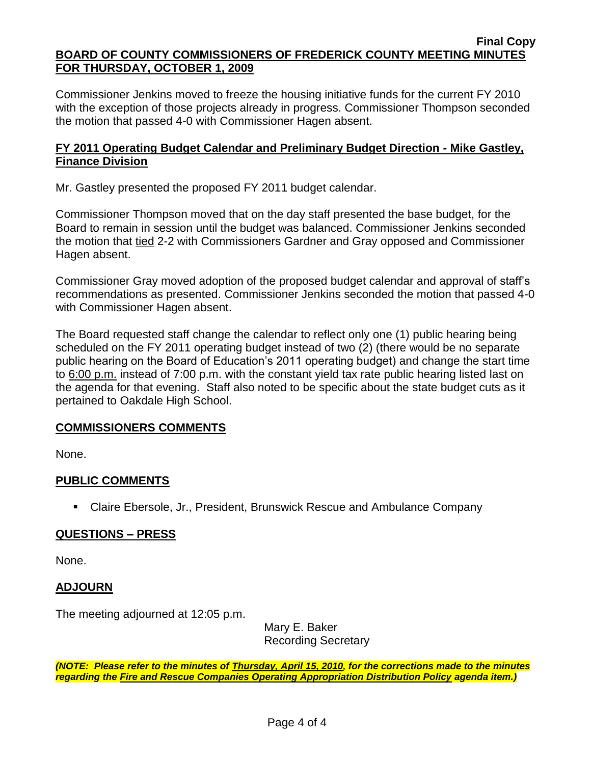Commissioner Jenkins moved to freeze the housing initiative funds for the current FY 2010 with the exception of those projects already in progress. Commissioner Thompson seconded the motion that passed 4-0 with Commissioner Hagen absent.

## FY 2011 Operating Budget Calendar and Preliminary Budget Direction - Mike Gastley, Finance Division

Mr. Gastley presented the proposed FY 2011 budget calendar.

Commissioner Thompson moved that on the day staff presented the base budget, for the Board to remain in session until the budget was balanced. Commissioner Jenkins seconded the motion that tied 2-2 with Commissioners Gardner and Gray opposed and Commissioner Hagen absent.

Commissioner Gray moved adoption of the proposed budget calendar and approval of staff's recommendations as presented. Commissioner Jenkins seconded the motion that passed 4-0 with Commissioner Hagen absent.

The Board requested staff change the calendar to reflect only one (1) public hearing being scheduled on the FY 2011 operating budget instead of two (2) (there would be no separate public hearing on the Board of Education's 2011 operating budget) and change the start time to 6:00 p.m. instead of 7:00 p.m. with the constant yield tax rate public hearing listed last on the agenda for that evening. Staff also noted to be specific about the state budget cuts as it pertained to Oakdale High School.

## COMMISSIONERS COMMENTS

None.

## PUBLIC COMMENTS

- Claire Ebersole, Jr., President, Brunswick Rescue and Ambulance Company

## QUESTIONS – PRESS

None.

## ADJOURN

The meeting adjourned at 12:05 p.m.

Mary E. Baker
Recording Secretary

***(NOTE: Please refer to the minutes of Thursday, April 15, 2010, for the corrections made to the minutes regarding the Fire and Rescue Companies Operating Appropriation Distribution Policy agenda item.)***